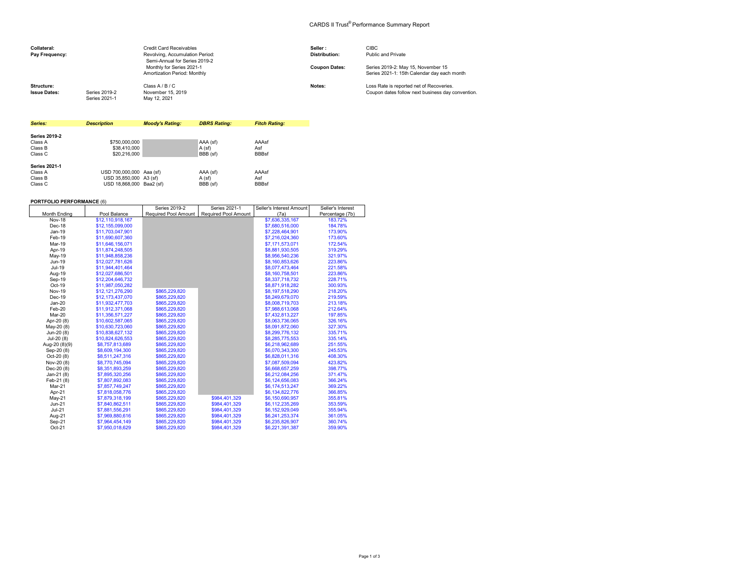# CARDS II Trust® Performance Summary Report

| | | | | |
|---|---|---|---|---|
| **Collateral:** | | Credit Card Receivables | **Seller :** | CIBC |
| **Pay Frequency:** | | Revolving, Accumulation Period: Semi-Annual for Series 2019-2 Monthly for Series 2021-1 Amortization Period: Monthly | **Distribution:** | Public and Private |
| | | | **Coupon Dates:** | Series 2019-2: May 15, November 15 Series 2021-1: 15th Calendar day each month |
| **Structure:** | | Class A / B / C | **Notes:** | Loss Rate is reported net of Recoveries. Coupon dates follow next business day convention. |
| **Issue Dates:** | Series 2019-2 | November 15, 2019 | | |
| | Series 2021-1 | May 12, 2021 | | |

| *Series:* | *Description* | *Moody's Rating:* | *DBRS Rating:* | *Fitch Rating:* |
|---|---|---|---|---|
| **Series 2019-2** | | | | |
| Class A | $750,000,000 | | AAA (sf) | AAAsf |
| Class B | $38,410,000 | | A (sf) | Asf |
| Class C | $20,216,000 | | BBB (sf) | BBBsf |
| **Series 2021-1** | | | | |
| Class A | USD 700,000,000 | Aaa (sf) | AAA (sf) | AAAsf |
| Class B | USD 35,850,000 | A3 (sf) | A (sf) | Asf |
| Class C | USD 18,868,000 | Baa2 (sf) | BBB (sf) | BBBsf |

**PORTFOLIO PERFORMANCE** (6)

| Month Ending | Pool Balance | Series 2019-2 Required Pool Amount | Series 2021-1 Required Pool Amount | Seller's Interest Amount (7a) | Seller's Interest Percentage (7b) |
|---|---|---|---|---|---|
| Nov-18 | $12,110,918,167 | | | $7,636,335,167 | 183.72% |
| Dec-18 | $12,155,099,000 | | | $7,680,516,000 | 184.78% |
| Jan-19 | $11,703,047,901 | | | $7,228,464,901 | 173.90% |
| Feb-19 | $11,690,607,360 | | | $7,216,024,360 | 173.60% |
| Mar-19 | $11,646,156,071 | | | $7,171,573,071 | 172.54% |
| Apr-19 | $11,874,248,505 | | | $8,881,930,505 | 319.29% |
| May-19 | $11,948,858,236 | | | $8,956,540,236 | 321.97% |
| Jun-19 | $12,027,781,626 | | | $8,160,853,626 | 223.86% |
| Jul-19 | $11,944,401,464 | | | $8,077,473,464 | 221.58% |
| Aug-19 | $12,027,686,501 | | | $8,160,758,501 | 223.86% |
| Sep-19 | $12,204,646,732 | | | $8,337,718,732 | 228.71% |
| Oct-19 | $11,987,050,282 | | | $8,871,918,282 | 300.93% |
| Nov-19 | $12,121,276,290 | $865,229,820 | | $8,197,518,290 | 218.20% |
| Dec-19 | $12,173,437,070 | $865,229,820 | | $8,249,679,070 | 219.59% |
| Jan-20 | $11,932,477,703 | $865,229,820 | | $8,008,719,703 | 213.18% |
| Feb-20 | $11,912,371,068 | $865,229,820 | | $7,988,613,068 | 212.64% |
| Mar-20 | $11,356,571,227 | $865,229,820 | | $7,432,813,227 | 197.85% |
| Apr-20 (8) | $10,602,587,065 | $865,229,820 | | $8,063,736,065 | 326.16% |
| May-20 (8) | $10,630,723,060 | $865,229,820 | | $8,091,872,060 | 327.30% |
| Jun-20 (8) | $10,838,627,132 | $865,229,820 | | $8,299,776,132 | 335.71% |
| Jul-20 (8) | $10,824,626,553 | $865,229,820 | | $8,285,775,553 | 335.14% |
| Aug-20 (8)(9) | $8,757,813,689 | $865,229,820 | | $6,218,962,689 | 251.55% |
| Sep-20 (8) | $8,609,194,300 | $865,229,820 | | $6,070,343,300 | 245.53% |
| Oct-20 (8) | $8,511,247,316 | $865,229,820 | | $6,828,011,316 | 408.30% |
| Nov-20 (8) | $8,770,745,094 | $865,229,820 | | $7,087,509,094 | 423.82% |
| Dec-20 (8) | $8,351,893,259 | $865,229,820 | | $6,668,657,259 | 398.77% |
| Jan-21 (8) | $7,895,320,256 | $865,229,820 | | $6,212,084,256 | 371.47% |
| Feb-21 (8) | $7,807,892,083 | $865,229,820 | | $6,124,656,083 | 366.24% |
| Mar-21 | $7,857,749,247 | $865,229,820 | | $6,174,513,247 | 369.22% |
| Apr-21 | $7,818,058,776 | $865,229,820 | | $6,134,822,776 | 366.85% |
| May-21 | $7,879,318,199 | $865,229,820 | $984,401,329 | $6,150,690,957 | 355.81% |
| Jun-21 | $7,840,862,511 | $865,229,820 | $984,401,329 | $6,112,235,269 | 353.59% |
| Jul-21 | $7,881,556,291 | $865,229,820 | $984,401,329 | $6,152,929,049 | 355.94% |
| Aug-21 | $7,969,880,616 | $865,229,820 | $984,401,329 | $6,241,253,374 | 361.05% |
| Sep-21 | $7,964,454,149 | $865,229,820 | $984,401,329 | $6,235,826,907 | 360.74% |
| Oct-21 | $7,950,018,629 | $865,229,820 | $984,401,329 | $6,221,391,387 | 359.90% |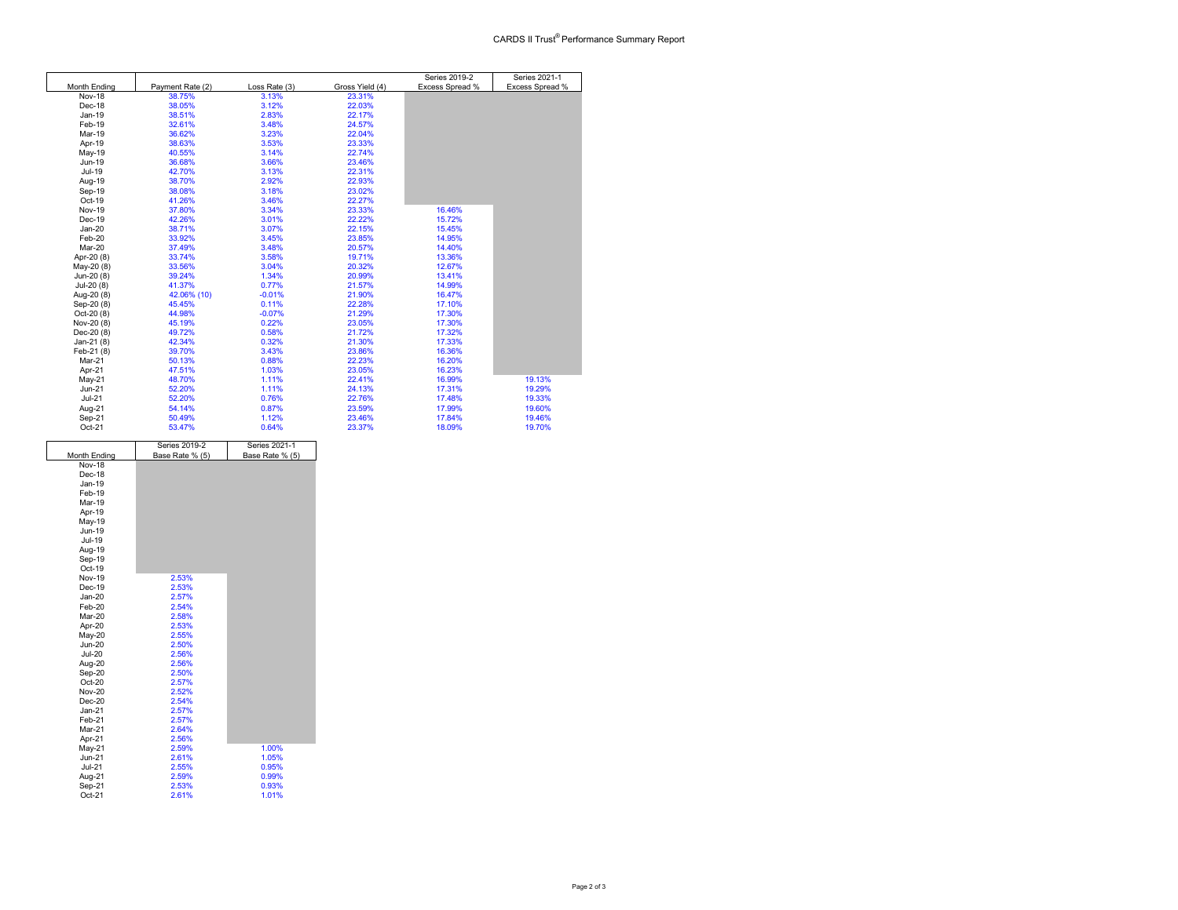# CARDS II Trust® Performance Summary Report

| Month Ending | Payment Rate (2) | Loss Rate (3) | Gross Yield (4) | Series 2019-2 Excess Spread % | Series 2021-1 Excess Spread % |
|---|---|---|---|---|---|
| Nov-18 | 38.75% | 3.13% | 23.31% | | |
| Dec-18 | 38.05% | 3.12% | 22.03% | | |
| Jan-19 | 38.51% | 2.83% | 22.17% | | |
| Feb-19 | 32.61% | 3.48% | 24.57% | | |
| Mar-19 | 36.62% | 3.23% | 22.04% | | |
| Apr-19 | 38.63% | 3.53% | 23.33% | | |
| May-19 | 40.55% | 3.14% | 22.74% | | |
| Jun-19 | 36.68% | 3.66% | 23.46% | | |
| Jul-19 | 42.70% | 3.13% | 22.31% | | |
| Aug-19 | 38.70% | 2.92% | 22.93% | | |
| Sep-19 | 38.08% | 3.18% | 23.02% | | |
| Oct-19 | 41.26% | 3.46% | 22.27% | | |
| Nov-19 | 37.80% | 3.34% | 23.33% | 16.46% | |
| Dec-19 | 42.26% | 3.01% | 22.22% | 15.72% | |
| Jan-20 | 38.71% | 3.07% | 22.15% | 15.45% | |
| Feb-20 | 33.92% | 3.45% | 23.85% | 14.95% | |
| Mar-20 | 37.49% | 3.48% | 20.57% | 14.40% | |
| Apr-20 (8) | 33.74% | 3.58% | 19.71% | 13.36% | |
| May-20 (8) | 33.56% | 3.04% | 20.32% | 12.67% | |
| Jun-20 (8) | 39.24% | 1.34% | 20.99% | 13.41% | |
| Jul-20 (8) | 41.37% | 0.77% | 21.57% | 14.99% | |
| Aug-20 (8) | 42.06% (10) | -0.01% | 21.90% | 16.47% | |
| Sep-20 (8) | 45.45% | 0.11% | 22.28% | 17.10% | |
| Oct-20 (8) | 44.98% | -0.07% | 21.29% | 17.30% | |
| Nov-20 (8) | 45.19% | 0.22% | 23.05% | 17.30% | |
| Dec-20 (8) | 49.72% | 0.58% | 21.72% | 17.32% | |
| Jan-21 (8) | 42.34% | 0.32% | 21.30% | 17.33% | |
| Feb-21 (8) | 39.70% | 3.43% | 23.86% | 16.36% | |
| Mar-21 | 50.13% | 0.88% | 22.23% | 16.20% | |
| Apr-21 | 47.51% | 1.03% | 23.05% | 16.23% | |
| May-21 | 48.70% | 1.11% | 22.41% | 16.99% | 19.13% |
| Jun-21 | 52.20% | 1.11% | 24.13% | 17.31% | 19.29% |
| Jul-21 | 52.20% | 0.76% | 22.76% | 17.48% | 19.33% |
| Aug-21 | 54.14% | 0.87% | 23.59% | 17.99% | 19.60% |
| Sep-21 | 50.49% | 1.12% | 23.46% | 17.84% | 19.46% |
| Oct-21 | 53.47% | 0.64% | 23.37% | 18.09% | 19.70% |

| Month Ending | Series 2019-2 Base Rate % (5) | Series 2021-1 Base Rate % (5) |
|---|---|---|
| Nov-18 | | |
| Dec-18 | | |
| Jan-19 | | |
| Feb-19 | | |
| Mar-19 | | |
| Apr-19 | | |
| May-19 | | |
| Jun-19 | | |
| Jul-19 | | |
| Aug-19 | | |
| Sep-19 | | |
| Oct-19 | | |
| Nov-19 | 2.53% | |
| Dec-19 | 2.53% | |
| Jan-20 | 2.57% | |
| Feb-20 | 2.54% | |
| Mar-20 | 2.58% | |
| Apr-20 | 2.53% | |
| May-20 | 2.55% | |
| Jun-20 | 2.50% | |
| Jul-20 | 2.56% | |
| Aug-20 | 2.56% | |
| Sep-20 | 2.50% | |
| Oct-20 | 2.57% | |
| Nov-20 | 2.52% | |
| Dec-20 | 2.54% | |
| Jan-21 | 2.57% | |
| Feb-21 | 2.57% | |
| Mar-21 | 2.64% | |
| Apr-21 | 2.56% | |
| May-21 | 2.59% | 1.00% |
| Jun-21 | 2.61% | 1.05% |
| Jul-21 | 2.55% | 0.95% |
| Aug-21 | 2.59% | 0.99% |
| Sep-21 | 2.53% | 0.93% |
| Oct-21 | 2.61% | 1.01% |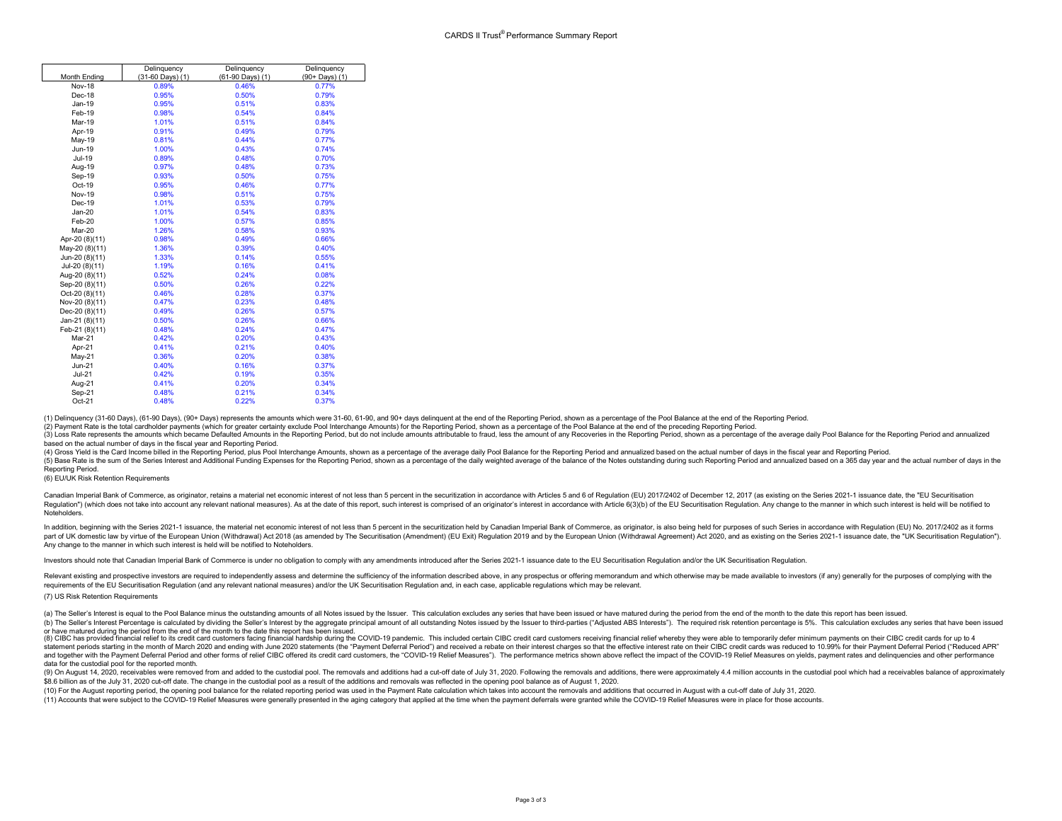# CARDS II Trust® Performance Summary Report

| Month Ending | Delinquency (31-60 Days) (1) | Delinquency (61-90 Days) (1) | Delinquency (90+ Days) (1) |
|---|---|---|---|
| Nov-18 | 0.89% | 0.46% | 0.77% |
| Dec-18 | 0.95% | 0.50% | 0.79% |
| Jan-19 | 0.95% | 0.51% | 0.83% |
| Feb-19 | 0.98% | 0.54% | 0.84% |
| Mar-19 | 1.01% | 0.51% | 0.84% |
| Apr-19 | 0.91% | 0.49% | 0.79% |
| May-19 | 0.81% | 0.44% | 0.77% |
| Jun-19 | 1.00% | 0.43% | 0.74% |
| Jul-19 | 0.89% | 0.48% | 0.70% |
| Aug-19 | 0.97% | 0.48% | 0.73% |
| Sep-19 | 0.93% | 0.50% | 0.75% |
| Oct-19 | 0.95% | 0.46% | 0.77% |
| Nov-19 | 0.98% | 0.51% | 0.75% |
| Dec-19 | 1.01% | 0.53% | 0.79% |
| Jan-20 | 1.01% | 0.54% | 0.83% |
| Feb-20 | 1.00% | 0.57% | 0.85% |
| Mar-20 | 1.26% | 0.58% | 0.93% |
| Apr-20 (8)(11) | 0.98% | 0.49% | 0.66% |
| May-20 (8)(11) | 1.36% | 0.39% | 0.40% |
| Jun-20 (8)(11) | 1.33% | 0.14% | 0.55% |
| Jul-20 (8)(11) | 1.19% | 0.16% | 0.41% |
| Aug-20 (8)(11) | 0.52% | 0.24% | 0.08% |
| Sep-20 (8)(11) | 0.50% | 0.26% | 0.22% |
| Oct-20 (8)(11) | 0.46% | 0.28% | 0.37% |
| Nov-20 (8)(11) | 0.47% | 0.23% | 0.48% |
| Dec-20 (8)(11) | 0.49% | 0.26% | 0.57% |
| Jan-21 (8)(11) | 0.50% | 0.26% | 0.66% |
| Feb-21 (8)(11) | 0.48% | 0.24% | 0.47% |
| Mar-21 | 0.42% | 0.20% | 0.43% |
| Apr-21 | 0.41% | 0.21% | 0.40% |
| May-21 | 0.36% | 0.20% | 0.38% |
| Jun-21 | 0.40% | 0.16% | 0.37% |
| Jul-21 | 0.42% | 0.19% | 0.35% |
| Aug-21 | 0.41% | 0.20% | 0.34% |
| Sep-21 | 0.48% | 0.21% | 0.34% |
| Oct-21 | 0.48% | 0.22% | 0.37% |

(1) Delinquency (31-60 Days), (61-90 Days), (90+ Days) represents the amounts which were 31-60, 61-90, and 90+ days delinquent at the end of the Reporting Period, shown as a percentage of the Pool Balance at the end of the Reporting Period.

(2) Payment Rate is the total cardholder payments (which for greater certainty exclude Pool Interchange Amounts) for the Reporting Period, shown as a percentage of the Pool Balance at the end of the preceding Reporting Period.

(3) Loss Rate represents the amounts which became Defaulted Amounts in the Reporting Period, but do not include amounts attributable to fraud, less the amount of any Recoveries in the Reporting Period, shown as a percentage of the average daily Pool Balance for the Reporting Period and annualized based on the actual number of days in the fiscal year and Reporting Period.

(4) Gross Yield is the Card Income billed in the Reporting Period, plus Pool Interchange Amounts, shown as a percentage of the average daily Pool Balance for the Reporting Period and annualized based on the actual number of days in the fiscal year and Reporting Period.

(5) Base Rate is the sum of the Series Interest and Additional Funding Expenses for the Reporting Period, shown as a percentage of the daily weighted average of the balance of the Notes outstanding during such Reporting Period and annualized based on a 365 day year and the actual number of days in the Reporting Period.

(6) EU/UK Risk Retention Requirements

Canadian Imperial Bank of Commerce, as originator, retains a material net economic interest of not less than 5 percent in the securitization in accordance with Articles 5 and 6 of Regulation (EU) 2017/2402 of December 12, 2017 (as existing on the Series 2021-1 issuance date, the "EU Securitisation Regulation") (which does not take into account any relevant national measures). As at the date of this report, such interest is comprised of an originator's interest in accordance with Article 6(3)(b) of the EU Securitisation Regulation. Any change to the manner in which such interest is held will be notified to Noteholders.

In addition, beginning with the Series 2021-1 issuance, the material net economic interest of not less than 5 percent in the securitization held by Canadian Imperial Bank of Commerce, as originator, is also being held for purposes of such Series in accordance with Regulation (EU) No. 2017/2402 as it forms part of UK domestic law by virtue of the European Union (Withdrawal) Act 2018 (as amended by The Securitisation (Amendment) (EU Exit) Regulation 2019 and by the European Union (Withdrawal Agreement) Act 2020, and as existing on the Series 2021-1 issuance date, the "UK Securitisation Regulation"). Any change to the manner in which such interest is held will be notified to Noteholders.

Investors should note that Canadian Imperial Bank of Commerce is under no obligation to comply with any amendments introduced after the Series 2021-1 issuance date to the EU Securitisation Regulation and/or the UK Securitisation Regulation.

Relevant existing and prospective investors are required to independently assess and determine the sufficiency of the information described above, in any prospectus or offering memorandum and which otherwise may be made available to investors (if any) generally for the purposes of complying with the requirements of the EU Securitisation Regulation (and any relevant national measures) and/or the UK Securitisation Regulation and, in each case, applicable regulations which may be relevant.

(7) US Risk Retention Requirements

(a) The Seller's Interest is equal to the Pool Balance minus the outstanding amounts of all Notes issued by the Issuer. This calculation excludes any series that have been issued or have matured during the period from the end of the month to the date this report has been issued.

(b) The Seller's Interest Percentage is calculated by dividing the Seller's Interest by the aggregate principal amount of all outstanding Notes issued by the Issuer to third-parties ("Adjusted ABS Interests"). The required risk retention percentage is 5%. This calculation excludes any series that have been issued or have matured during the period from the end of the month to the date this report has been issued.

(8) CIBC has provided financial relief to its credit card customers facing financial hardship during the COVID-19 pandemic. This included certain CIBC credit card customers receiving financial relief whereby they were able to temporarily defer minimum payments on their CIBC credit cards for up to 4 statement periods starting in the month of March 2020 and ending with June 2020 statements (the "Payment Deferral Period") and received a rebate on their interest charges so that the effective interest rate on their CIBC credit cards was reduced to 10.99% for their Payment Deferral Period ("Reduced APR" and together with the Payment Deferral Period and other forms of relief CIBC offered its credit card customers, the "COVID-19 Relief Measures"). The performance metrics shown above reflect the impact of the COVID-19 Relief Measures on yields, payment rates and delinquencies and other performance data for the custodial pool for the reported month.

(9) On August 14, 2020, receivables were removed from and added to the custodial pool. The removals and additions had a cut-off date of July 31, 2020. Following the removals and additions, there were approximately 4.4 million accounts in the custodial pool which had a receivables balance of approximately $8.6 billion as of the July 31, 2020 cut-off date. The change in the custodial pool as a result of the additions and removals was reflected in the opening pool balance as of August 1, 2020.

(10) For the August reporting period, the opening pool balance for the related reporting period was used in the Payment Rate calculation which takes into account the removals and additions that occurred in August with a cut-off date of July 31, 2020.

(11) Accounts that were subject to the COVID-19 Relief Measures were generally presented in the aging category that applied at the time when the payment deferrals were granted while the COVID-19 Relief Measures were in place for those accounts.